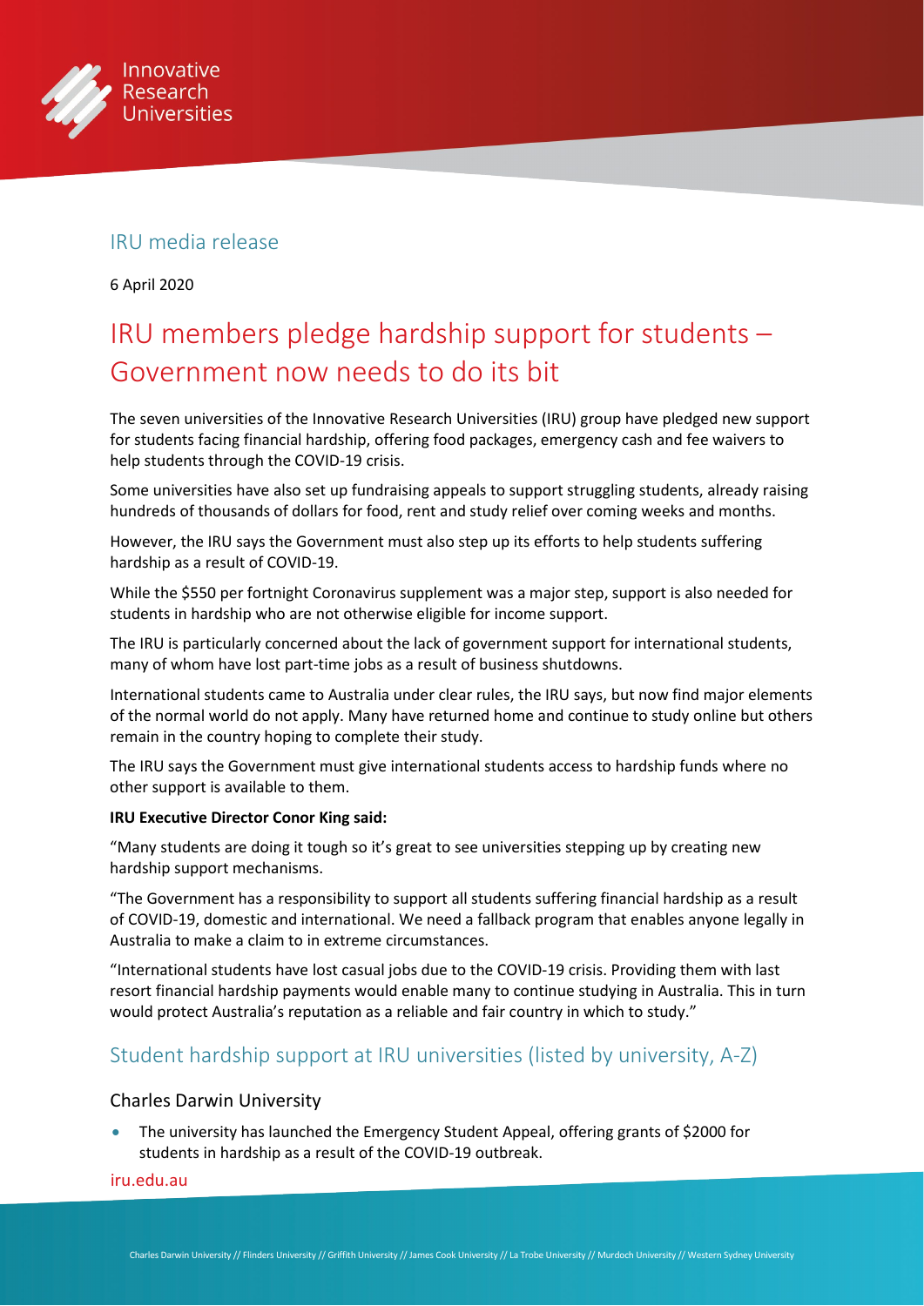IRU media release

6 April 2020

# IRU members pledge hardship support for students – Government now needs to do its bit

The seven universities of the Innovative Research Universities (IRU) group have pledged new support for students facing financial hardship, offering food packages, emergency cash and fee waivers to help students through the COVID-19 crisis.

Some universities have also set up fundraising appeals to support struggling students, already raising hundreds of thousands of dollars for food, rent and study relief over coming weeks and months.

However, the IRU says the Government must also step up its efforts to help students suffering hardship as a result of COVID-19.

While the $550 per fortnight Coronavirus supplement was a major step, support is also needed for students in hardship who are not otherwise eligible for income support.

The IRU is particularly concerned about the lack of government support for international students, many of whom have lost part-time jobs as a result of business shutdowns.

International students came to Australia under clear rules, the IRU says, but now find major elements of the normal world do not apply. Many have returned home and continue to study online but others remain in the country hoping to complete their study.

The IRU says the Government must give international students access to hardship funds where no other support is available to them.

**IRU Executive Director Conor King said:**

“Many students are doing it tough so it’s great to see universities stepping up by creating new hardship support mechanisms.

“The Government has a responsibility to support all students suffering financial hardship as a result of COVID-19, domestic and international. We need a fallback program that enables anyone legally in Australia to make a claim to in extreme circumstances.

“International students have lost casual jobs due to the COVID-19 crisis. Providing them with last resort financial hardship payments would enable many to continue studying in Australia. This in turn would protect Australia’s reputation as a reliable and fair country in which to study.”

## Student hardship support at IRU universities (listed by university, A-Z)

### Charles Darwin University

- The university has launched the Emergency Student Appeal, offering grants of $2000 for students in hardship as a result of the COVID-19 outbreak.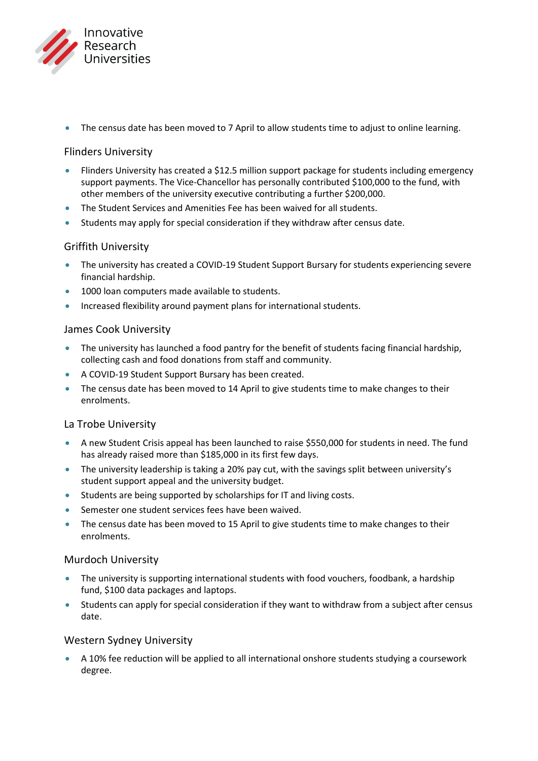- The census date has been moved to 7 April to allow students time to adjust to online learning.

## Flinders University

- Flinders University has created a $12.5 million support package for students including emergency support payments. The Vice-Chancellor has personally contributed $100,000 to the fund, with other members of the university executive contributing a further $200,000.
- The Student Services and Amenities Fee has been waived for all students.
- Students may apply for special consideration if they withdraw after census date.

## Griffith University

- The university has created a COVID-19 Student Support Bursary for students experiencing severe financial hardship.
- 1000 loan computers made available to students.
- Increased flexibility around payment plans for international students.

## James Cook University

- The university has launched a food pantry for the benefit of students facing financial hardship, collecting cash and food donations from staff and community.
- A COVID-19 Student Support Bursary has been created.
- The census date has been moved to 14 April to give students time to make changes to their enrolments.

## La Trobe University

- A new Student Crisis appeal has been launched to raise $550,000 for students in need. The fund has already raised more than $185,000 in its first few days.
- The university leadership is taking a 20% pay cut, with the savings split between university's student support appeal and the university budget.
- Students are being supported by scholarships for IT and living costs.
- Semester one student services fees have been waived.
- The census date has been moved to 15 April to give students time to make changes to their enrolments.

## Murdoch University

- The university is supporting international students with food vouchers, foodbank, a hardship fund, $100 data packages and laptops.
- Students can apply for special consideration if they want to withdraw from a subject after census date.

## Western Sydney University

- A 10% fee reduction will be applied to all international onshore students studying a coursework degree.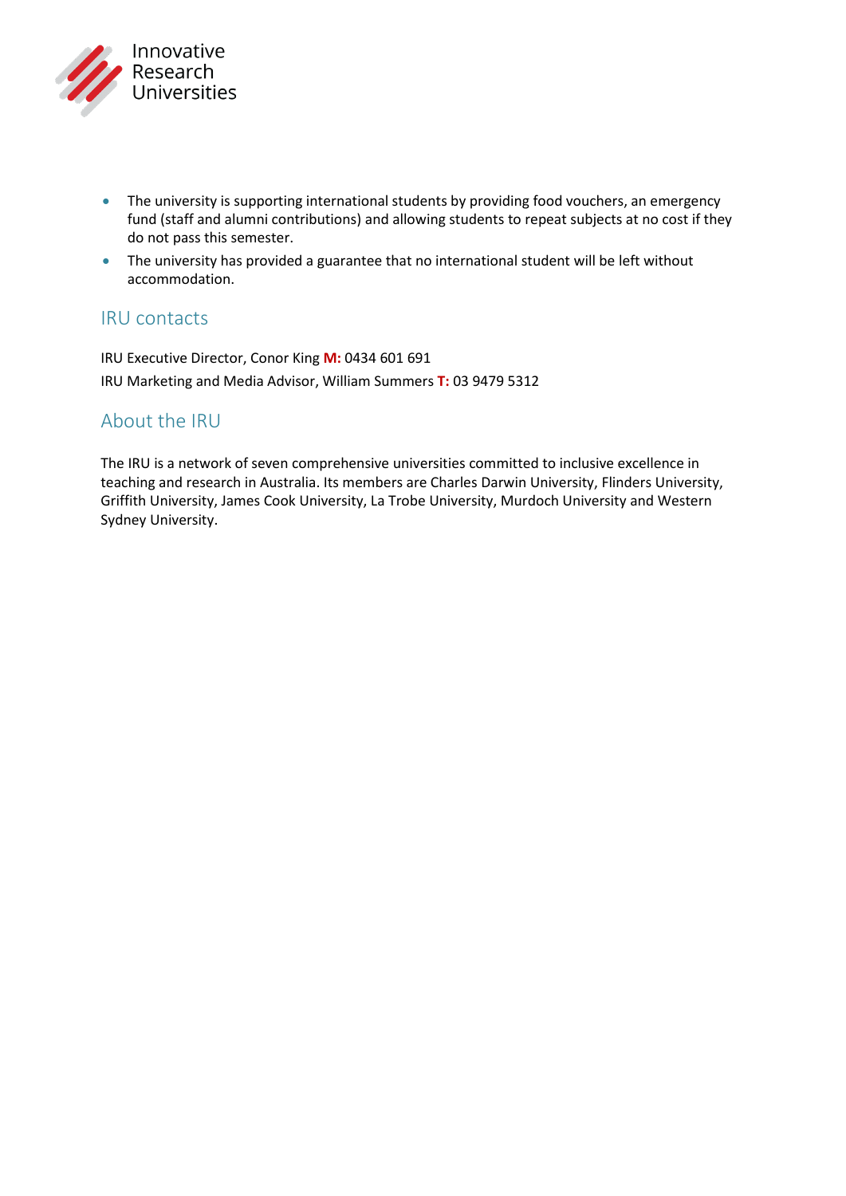- The university is supporting international students by providing food vouchers, an emergency fund (staff and alumni contributions) and allowing students to repeat subjects at no cost if they do not pass this semester.
- The university has provided a guarantee that no international student will be left without accommodation.

## IRU contacts

IRU Executive Director, Conor King **M:** 0434 601 691
IRU Marketing and Media Advisor, William Summers **T:** 03 9479 5312

## About the IRU

The IRU is a network of seven comprehensive universities committed to inclusive excellence in teaching and research in Australia. Its members are Charles Darwin University, Flinders University, Griffith University, James Cook University, La Trobe University, Murdoch University and Western Sydney University.